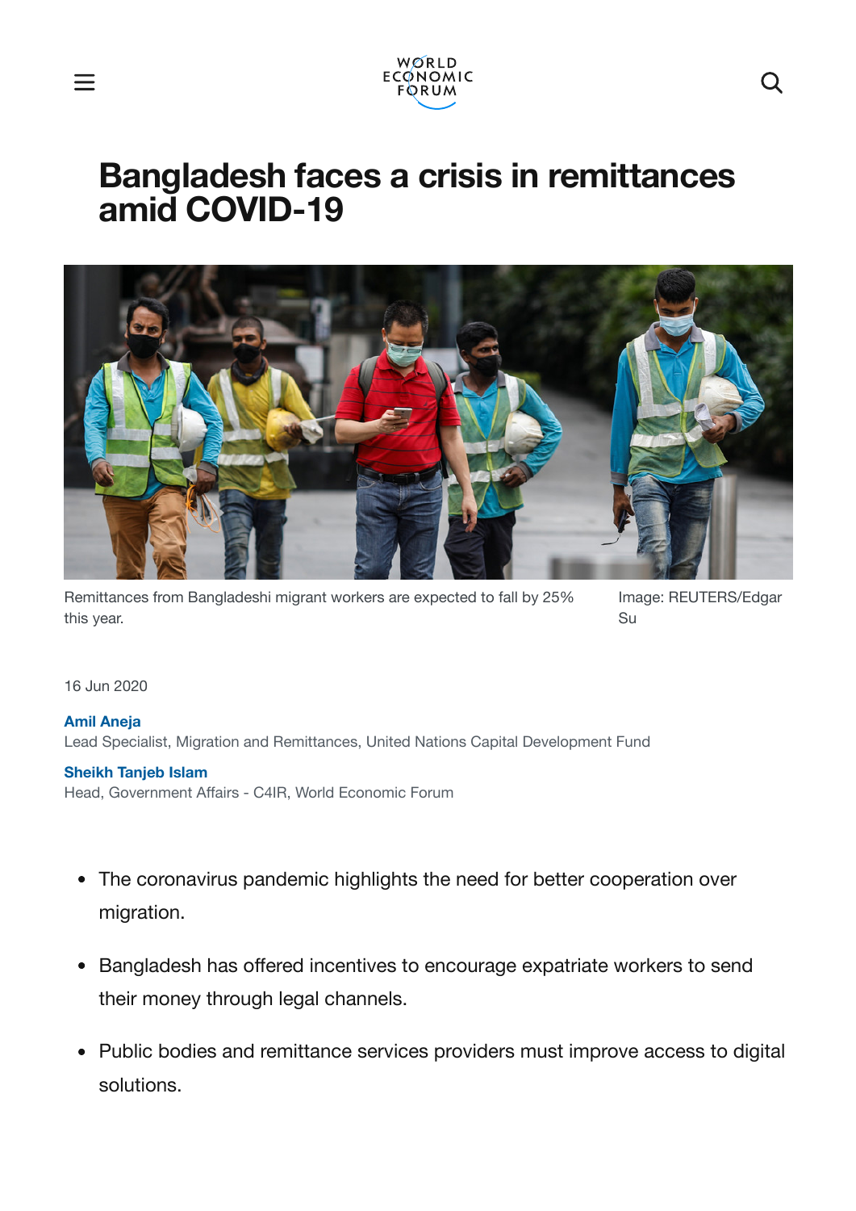# Bangladesh faces a crisis in remittances amid COVID-19

Remittances from Bangladeshi migrant workers are expected to fall by 25% this year. Image: REUTERS/Edgar Su

16 Jun 2020

**Amil Aneja**
Lead Specialist, Migration and Remittances, United Nations Capital Development Fund

**Sheikh Tanjeb Islam**
Head, Government Affairs - C4IR, World Economic Forum

- The coronavirus pandemic highlights the need for better cooperation over migration.
- Bangladesh has offered incentives to encourage expatriate workers to send their money through legal channels.
- Public bodies and remittance services providers must improve access to digital solutions.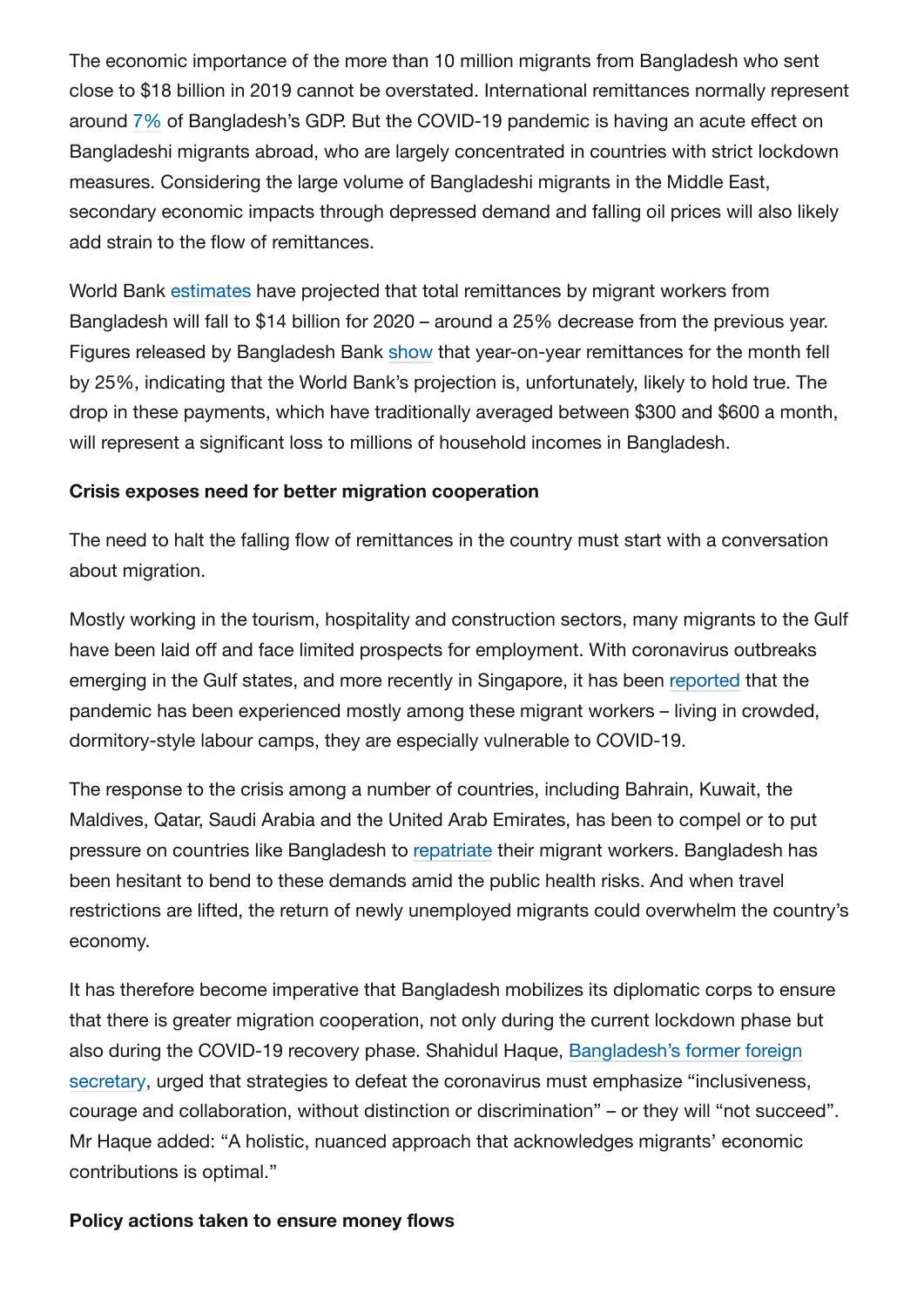The economic importance of the more than 10 million migrants from Bangladesh who sent close to $18 billion in 2019 cannot be overstated. International remittances normally represent around 7% of Bangladesh's GDP. But the COVID-19 pandemic is having an acute effect on Bangladeshi migrants abroad, who are largely concentrated in countries with strict lockdown measures. Considering the large volume of Bangladeshi migrants in the Middle East, secondary economic impacts through depressed demand and falling oil prices will also likely add strain to the flow of remittances.

World Bank estimates have projected that total remittances by migrant workers from Bangladesh will fall to $14 billion for 2020 – around a 25% decrease from the previous year. Figures released by Bangladesh Bank show that year-on-year remittances for the month fell by 25%, indicating that the World Bank's projection is, unfortunately, likely to hold true. The drop in these payments, which have traditionally averaged between $300 and $600 a month, will represent a significant loss to millions of household incomes in Bangladesh.

**Crisis exposes need for better migration cooperation**

The need to halt the falling flow of remittances in the country must start with a conversation about migration.

Mostly working in the tourism, hospitality and construction sectors, many migrants to the Gulf have been laid off and face limited prospects for employment. With coronavirus outbreaks emerging in the Gulf states, and more recently in Singapore, it has been reported that the pandemic has been experienced mostly among these migrant workers – living in crowded, dormitory-style labour camps, they are especially vulnerable to COVID-19.

The response to the crisis among a number of countries, including Bahrain, Kuwait, the Maldives, Qatar, Saudi Arabia and the United Arab Emirates, has been to compel or to put pressure on countries like Bangladesh to repatriate their migrant workers. Bangladesh has been hesitant to bend to these demands amid the public health risks. And when travel restrictions are lifted, the return of newly unemployed migrants could overwhelm the country's economy.

It has therefore become imperative that Bangladesh mobilizes its diplomatic corps to ensure that there is greater migration cooperation, not only during the current lockdown phase but also during the COVID-19 recovery phase. Shahidul Haque, Bangladesh's former foreign secretary, urged that strategies to defeat the coronavirus must emphasize "inclusiveness, courage and collaboration, without distinction or discrimination" – or they will "not succeed". Mr Haque added: "A holistic, nuanced approach that acknowledges migrants' economic contributions is optimal."

**Policy actions taken to ensure money flows**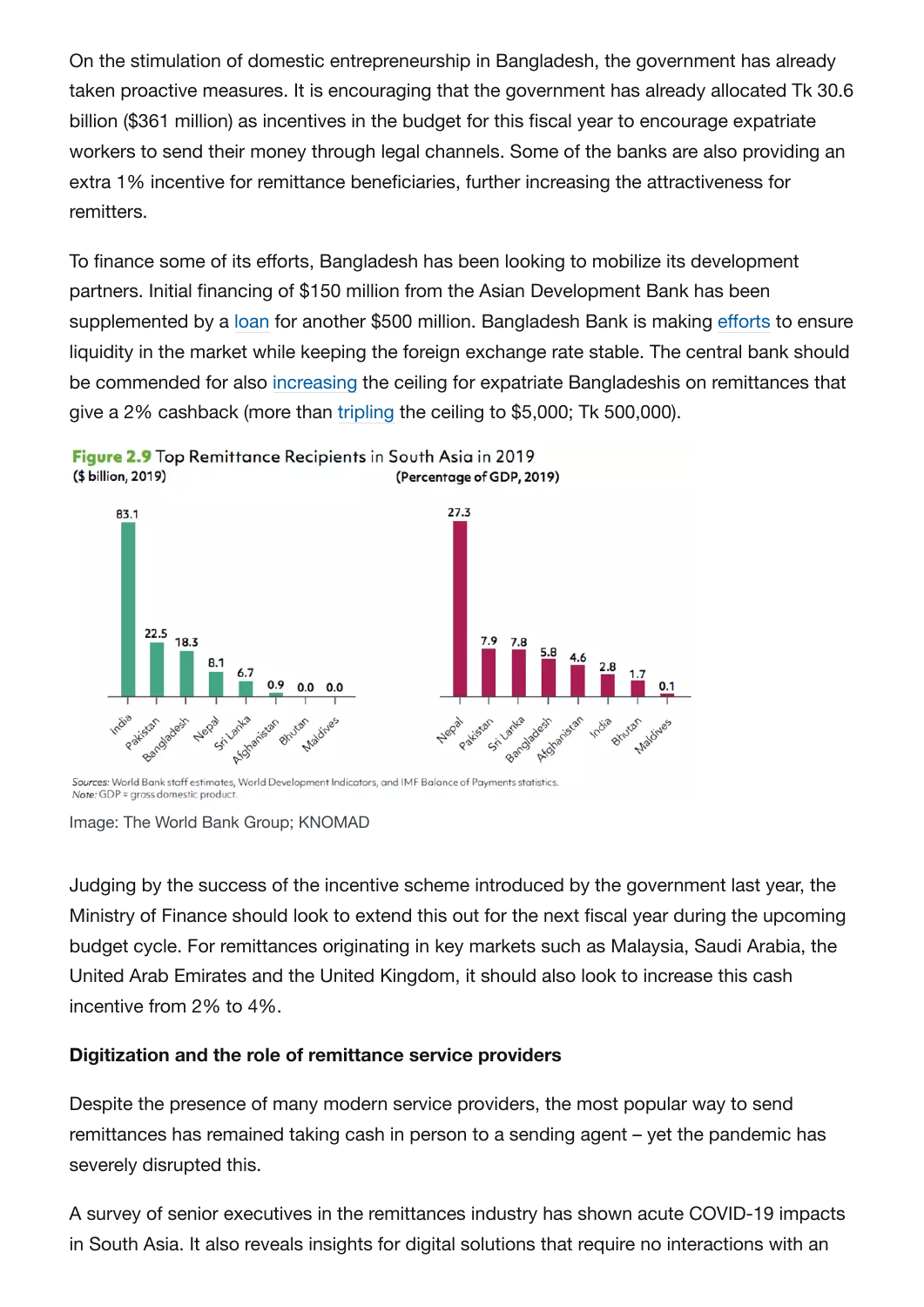On the stimulation of domestic entrepreneurship in Bangladesh, the government has already taken proactive measures. It is encouraging that the government has already allocated Tk 30.6 billion ($361 million) as incentives in the budget for this fiscal year to encourage expatriate workers to send their money through legal channels. Some of the banks are also providing an extra 1% incentive for remittance beneficiaries, further increasing the attractiveness for remitters.

To finance some of its efforts, Bangladesh has been looking to mobilize its development partners. Initial financing of $150 million from the Asian Development Bank has been supplemented by a loan for another $500 million. Bangladesh Bank is making efforts to ensure liquidity in the market while keeping the foreign exchange rate stable. The central bank should be commended for also increasing the ceiling for expatriate Bangladeshis on remittances that give a 2% cashback (more than tripling the ceiling to $5,000; Tk 500,000).

**Figure 2.9** Top Remittance Recipients in South Asia in 2019

**($ billion, 2019)**

| Country | $ billion |
|---|---|
| India | 83.1 |
| Pakistan | 22.5 |
| Bangladesh | 18.3 |
| Nepal | 8.1 |
| Sri Lanka | 6.7 |
| Afghanistan | 0.9 |
| Bhutan | 0.0 |
| Maldives | 0.0 |

**(Percentage of GDP, 2019)**

| Country | % of GDP |
|---|---|
| Nepal | 27.3 |
| Pakistan | 7.9 |
| Sri Lanka | 7.8 |
| Bangladesh | 5.8 |
| Afghanistan | 4.6 |
| India | 2.8 |
| Bhutan | 1.7 |
| Maldives | 0.1 |

*Sources:* World Bank staff estimates, World Development Indicators, and IMF Balance of Payments statistics.
*Note:* GDP = gross domestic product.

Image: The World Bank Group; KNOMAD

Judging by the success of the incentive scheme introduced by the government last year, the Ministry of Finance should look to extend this out for the next fiscal year during the upcoming budget cycle. For remittances originating in key markets such as Malaysia, Saudi Arabia, the United Arab Emirates and the United Kingdom, it should also look to increase this cash incentive from 2% to 4%.

**Digitization and the role of remittance service providers**

Despite the presence of many modern service providers, the most popular way to send remittances has remained taking cash in person to a sending agent – yet the pandemic has severely disrupted this.

A survey of senior executives in the remittances industry has shown acute COVID-19 impacts in South Asia. It also reveals insights for digital solutions that require no interactions with an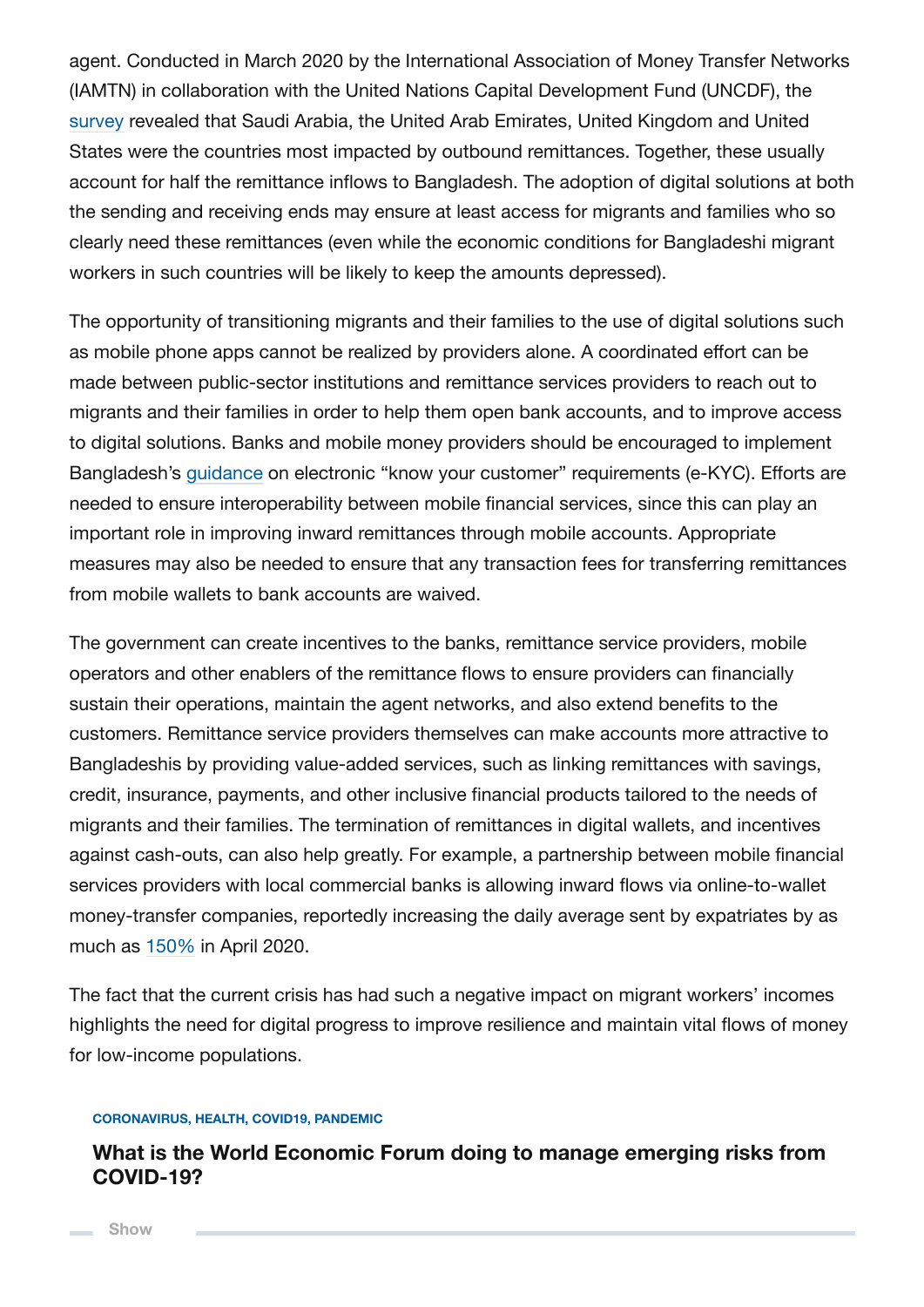agent. Conducted in March 2020 by the International Association of Money Transfer Networks (IAMTN) in collaboration with the United Nations Capital Development Fund (UNCDF), the survey revealed that Saudi Arabia, the United Arab Emirates, United Kingdom and United States were the countries most impacted by outbound remittances. Together, these usually account for half the remittance inflows to Bangladesh. The adoption of digital solutions at both the sending and receiving ends may ensure at least access for migrants and families who so clearly need these remittances (even while the economic conditions for Bangladeshi migrant workers in such countries will be likely to keep the amounts depressed).

The opportunity of transitioning migrants and their families to the use of digital solutions such as mobile phone apps cannot be realized by providers alone. A coordinated effort can be made between public-sector institutions and remittance services providers to reach out to migrants and their families in order to help them open bank accounts, and to improve access to digital solutions. Banks and mobile money providers should be encouraged to implement Bangladesh's guidance on electronic "know your customer" requirements (e-KYC). Efforts are needed to ensure interoperability between mobile financial services, since this can play an important role in improving inward remittances through mobile accounts. Appropriate measures may also be needed to ensure that any transaction fees for transferring remittances from mobile wallets to bank accounts are waived.

The government can create incentives to the banks, remittance service providers, mobile operators and other enablers of the remittance flows to ensure providers can financially sustain their operations, maintain the agent networks, and also extend benefits to the customers. Remittance service providers themselves can make accounts more attractive to Bangladeshis by providing value-added services, such as linking remittances with savings, credit, insurance, payments, and other inclusive financial products tailored to the needs of migrants and their families. The termination of remittances in digital wallets, and incentives against cash-outs, can also help greatly. For example, a partnership between mobile financial services providers with local commercial banks is allowing inward flows via online-to-wallet money-transfer companies, reportedly increasing the daily average sent by expatriates by as much as 150% in April 2020.

The fact that the current crisis has had such a negative impact on migrant workers' incomes highlights the need for digital progress to improve resilience and maintain vital flows of money for low-income populations.

**CORONAVIRUS, HEALTH, COVID19, PANDEMIC**

**What is the World Economic Forum doing to manage emerging risks from COVID-19?**

Show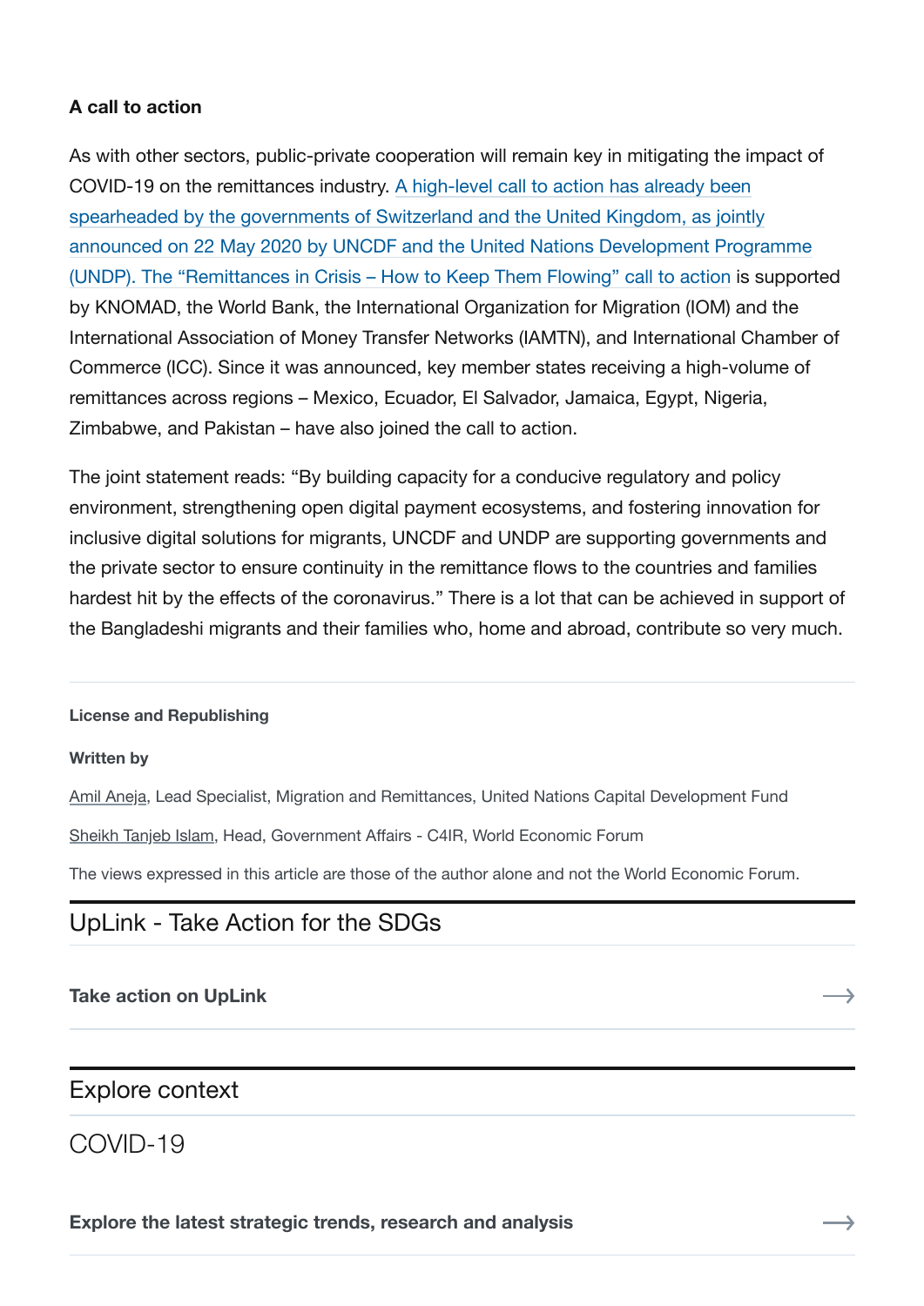### A call to action

As with other sectors, public-private cooperation will remain key in mitigating the impact of COVID-19 on the remittances industry. A high-level call to action has already been spearheaded by the governments of Switzerland and the United Kingdom, as jointly announced on 22 May 2020 by UNCDF and the United Nations Development Programme (UNDP). The "Remittances in Crisis – How to Keep Them Flowing" call to action is supported by KNOMAD, the World Bank, the International Organization for Migration (IOM) and the International Association of Money Transfer Networks (IAMTN), and International Chamber of Commerce (ICC). Since it was announced, key member states receiving a high-volume of remittances across regions – Mexico, Ecuador, El Salvador, Jamaica, Egypt, Nigeria, Zimbabwe, and Pakistan – have also joined the call to action.

The joint statement reads: "By building capacity for a conducive regulatory and policy environment, strengthening open digital payment ecosystems, and fostering innovation for inclusive digital solutions for migrants, UNCDF and UNDP are supporting governments and the private sector to ensure continuity in the remittance flows to the countries and families hardest hit by the effects of the coronavirus." There is a lot that can be achieved in support of the Bangladeshi migrants and their families who, home and abroad, contribute so very much.

**License and Republishing**

**Written by**

Amil Aneja, Lead Specialist, Migration and Remittances, United Nations Capital Development Fund

Sheikh Tanjeb Islam, Head, Government Affairs - C4IR, World Economic Forum

The views expressed in this article are those of the author alone and not the World Economic Forum.

## UpLink - Take Action for the SDGs

**Take action on UpLink** →

## Explore context

## COVID-19

**Explore the latest strategic trends, research and analysis** →